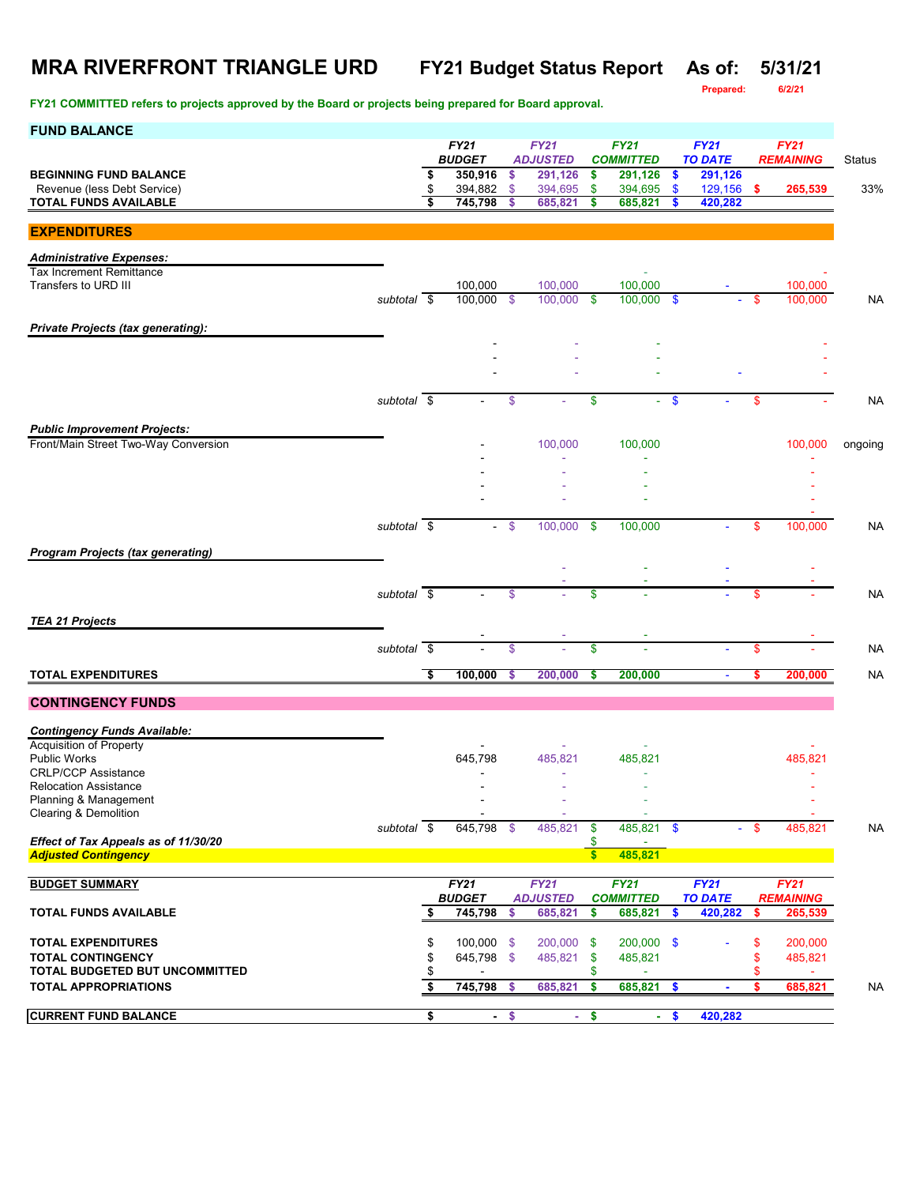# MRA RIVERFRONT TRIANGLE URD FY21 Budget Status Report As of: 5/31/21

Prepared: 6/2/21

**FY21 COMMITTED refers to projects approved by the Board or projects being prepared for Board approval.**

## FUND BALANCE

| | FY21 BUDGET | FY21 ADJUSTED | FY21 COMMITTED | FY21 TO DATE | FY21 REMAINING | Status |
|---|---|---|---|---|---|---|
| **BEGINNING FUND BALANCE** | $ 350,916 | $ 291,126 | $ 291,126 | $ 291,126 | | |
| Revenue (less Debt Service) | $ 394,882 | $ 394,695 | $ 394,695 | $ 129,156 | $ 265,539 | 33% |
| **TOTAL FUNDS AVAILABLE** | $ 745,798 | $ 685,821 | $ 685,821 | $ 420,282 | | |

## EXPENDITURES

| | FY21 BUDGET | FY21 ADJUSTED | FY21 COMMITTED | FY21 TO DATE | FY21 REMAINING | Status |
|---|---|---|---|---|---|---|
| ***Administrative Expenses:*** | | | | | | |
| Tax Increment Remittance | | | - | | - | |
| Transfers to URD III | 100,000 | 100,000 | 100,000 | - | 100,000 | |
| *subtotal* | $ 100,000 | $ 100,000 | $ 100,000 | $ - | $ 100,000 | NA |
| ***Private Projects (tax generating):*** | | | | | | |
| | - | - | - | | - | |
| | - | - | - | | - | |
| | - | - | - | - | - | |
| *subtotal* | $ - | $ - | $ - | $ - | $ - | NA |
| ***Public Improvement Projects:*** | | | | | | |
| Front/Main Street Two-Way Conversion | - | 100,000 | 100,000 | | 100,000 | ongoing |
| | - | - | - | | - | |
| | - | - | - | | - | |
| | - | - | - | | - | |
| | - | - | - | | - | |
| *subtotal* | $ - | $ 100,000 | $ 100,000 | - | $ 100,000 | NA |
| ***Program Projects (tax generating)*** | | | | | | |
| | | - | - | - | - | |
| | | - | - | - | - | |
| *subtotal* | $ - | $ - | $ - | - | $ - | NA |
| ***TEA 21 Projects*** | | | | | | |
| | - | - | - | | - | |
| *subtotal* | $ - | $ - | $ - | - | $ - | NA |
| **TOTAL EXPENDITURES** | $ 100,000 | $ 200,000 | $ 200,000 | - | $ 200,000 | NA |

## CONTINGENCY FUNDS

| | FY21 BUDGET | FY21 ADJUSTED | FY21 COMMITTED | FY21 TO DATE | FY21 REMAINING | Status |
|---|---|---|---|---|---|---|
| ***Contingency Funds Available:*** | | | | | | |
| Acquisition of Property | - | - | - | | - | |
| Public Works | 645,798 | 485,821 | 485,821 | | 485,821 | |
| CRLP/CCP Assistance | - | - | - | | - | |
| Relocation Assistance | - | - | - | | - | |
| Planning & Management | - | - | - | | - | |
| Clearing & Demolition | - | - | - | | - | |
| *subtotal* | $ 645,798 | $ 485,821 | $ 485,821 | $ - | $ 485,821 | NA |
| ***Effect of Tax Appeals as of 11/30/20*** | | | $ - | | | |
| ***Adjusted Contingency*** | | | $ 485,821 | | | |

## BUDGET SUMMARY

| | FY21 BUDGET | FY21 ADJUSTED | FY21 COMMITTED | FY21 TO DATE | FY21 REMAINING | |
|---|---|---|---|---|---|---|
| **TOTAL FUNDS AVAILABLE** | $ 745,798 | $ 685,821 | $ 685,821 | $ 420,282 | $ 265,539 | |
| **TOTAL EXPENDITURES** | $ 100,000 | $ 200,000 | $ 200,000 | $ - | $ 200,000 | |
| **TOTAL CONTINGENCY** | $ 645,798 | $ 485,821 | $ 485,821 | | $ 485,821 | |
| **TOTAL BUDGETED BUT UNCOMMITTED** | $ - | | $ - | | $ - | |
| **TOTAL APPROPRIATIONS** | $ 745,798 | $ 685,821 | $ 685,821 | $ - | $ 685,821 | NA |
| **CURRENT FUND BALANCE** | $ - | $ - | $ - | $ 420,282 | | |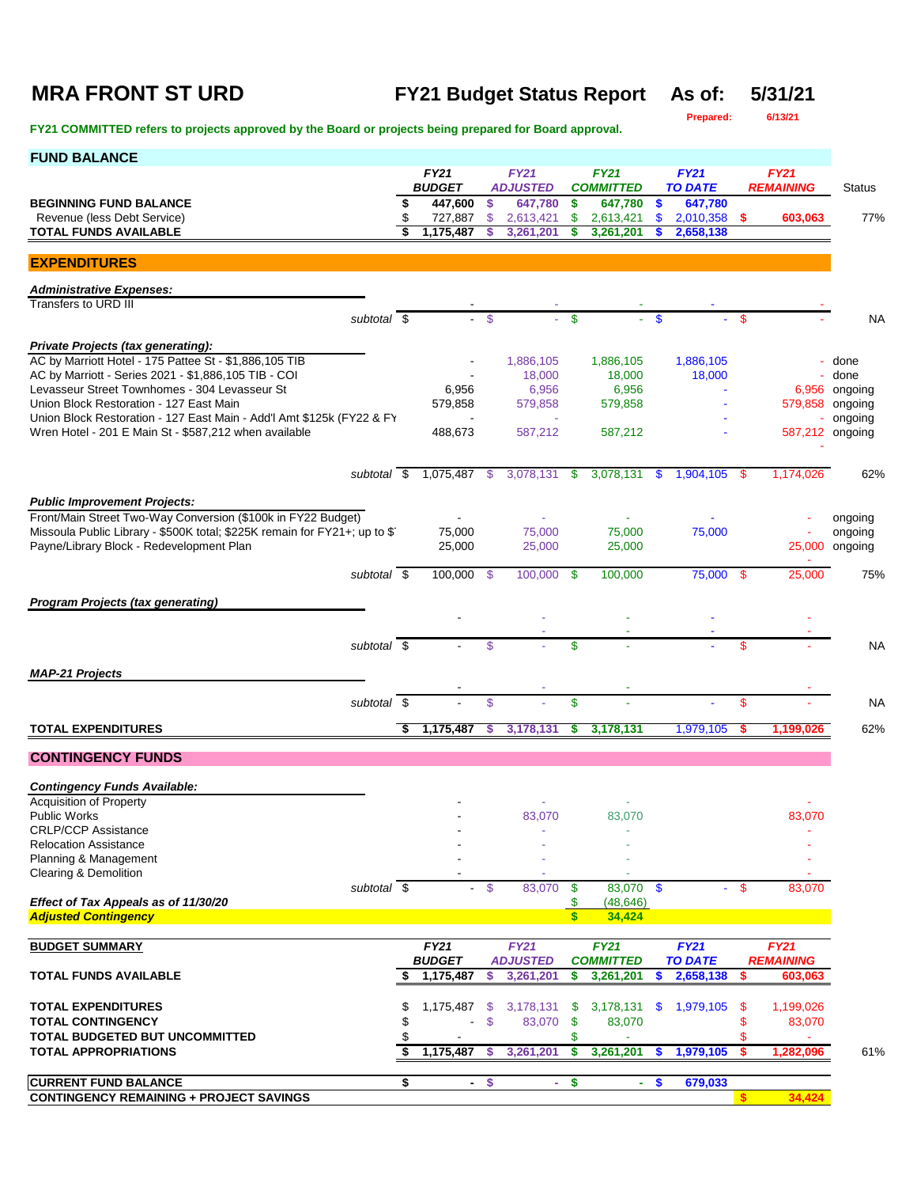# MRA FRONT ST URD

**FY21 Budget Status Report** **As of: 5/31/21**

Prepared: 6/13/21

**FY21 COMMITTED refers to projects approved by the Board or projects being prepared for Board approval.**

## FUND BALANCE

| | FY21 BUDGET | FY21 ADJUSTED | FY21 COMMITTED | FY21 TO DATE | FY21 REMAINING | Status |
|---|---|---|---|---|---|---|
| **BEGINNING FUND BALANCE** | $ 447,600 | $ 647,780 | $ 647,780 | $ 647,780 | | |
| Revenue (less Debt Service) | $ 727,887 | $ 2,613,421 | $ 2,613,421 | $ 2,010,358 | $ 603,063 | 77% |
| **TOTAL FUNDS AVAILABLE** | $ 1,175,487 | $ 3,261,201 | $ 3,261,201 | $ 2,658,138 | | |

## EXPENDITURES

| | FY21 BUDGET | FY21 ADJUSTED | FY21 COMMITTED | FY21 TO DATE | FY21 REMAINING | Status |
|---|---|---|---|---|---|---|
| ***Administrative Expenses:*** | | | | | | |
| Transfers to URD III | - | - | - | - | - | |
| subtotal | $ - | $ - | $ - | $ - | $ - | NA |
| ***Private Projects (tax generating):*** | | | | | | |
| AC by Marriott Hotel - 175 Pattee St - $1,886,105 TIB | - | 1,886,105 | 1,886,105 | 1,886,105 | - | done |
| AC by Marriott - Series 2021 - $1,886,105 TIB - COI | - | 18,000 | 18,000 | 18,000 | - | done |
| Levasseur Street Townhomes - 304 Levasseur St | 6,956 | 6,956 | 6,956 | - | 6,956 | ongoing |
| Union Block Restoration - 127 East Main | 579,858 | 579,858 | 579,858 | - | 579,858 | ongoing |
| Union Block Restoration - 127 East Main - Add'l Amt $125k (FY22 & FY | - | - | - | - | - | ongoing |
| Wren Hotel - 201 E Main St - $587,212 when available | 488,673 | 587,212 | 587,212 | - | 587,212 | ongoing |
| | | | | | - | |
| subtotal | $ 1,075,487 | $ 3,078,131 | $ 3,078,131 | $ 1,904,105 | $ 1,174,026 | 62% |
| ***Public Improvement Projects:*** | | | | | | |
| Front/Main Street Two-Way Conversion ($100k in FY22 Budget) | - | - | - | - | - | ongoing |
| Missoula Public Library - $500K total; $225K remain for FY21+; up to $ | 75,000 | 75,000 | 75,000 | 75,000 | - | ongoing |
| Payne/Library Block - Redevelopment Plan | 25,000 | 25,000 | 25,000 | | 25,000 | ongoing |
| | | | | | - | |
| subtotal | $ 100,000 | $ 100,000 | $ 100,000 | 75,000 | $ 25,000 | 75% |
| ***Program Projects (tax generating)*** | | | | | | |
| | - | - | - | - | - | |
| | | - | - | - | - | |
| subtotal | $ - | $ - | $ - | - | $ - | NA |
| ***MAP-21 Projects*** | | | | | | |
| | - | - | - | | - | |
| subtotal | $ - | $ - | $ - | - | $ - | NA |
| **TOTAL EXPENDITURES** | $ 1,175,487 | $ 3,178,131 | $ 3,178,131 | 1,979,105 | $ 1,199,026 | 62% |

## CONTINGENCY FUNDS

| | FY21 BUDGET | FY21 ADJUSTED | FY21 COMMITTED | FY21 TO DATE | FY21 REMAINING |
|---|---|---|---|---|---|
| ***Contingency Funds Available:*** | | | | | |
| Acquisition of Property | - | - | - | | - |
| Public Works | - | 83,070 | 83,070 | | 83,070 |
| CRLP/CCP Assistance | - | - | - | | - |
| Relocation Assistance | - | - | - | | - |
| Planning & Management | - | - | - | | - |
| Clearing & Demolition | - | - | - | | - |
| subtotal | $ - | $ 83,070 | $ 83,070 | $ - | $ 83,070 |
| ***Effect of Tax Appeals as of 11/30/20*** | | | $ (48,646) | | |
| ***Adjusted Contingency*** | | | $ 34,424 | | |

## BUDGET SUMMARY

| | FY21 BUDGET | FY21 ADJUSTED | FY21 COMMITTED | FY21 TO DATE | FY21 REMAINING | |
|---|---|---|---|---|---|---|
| **TOTAL FUNDS AVAILABLE** | $ 1,175,487 | $ 3,261,201 | $ 3,261,201 | $ 2,658,138 | $ 603,063 | |
| **TOTAL EXPENDITURES** | $ 1,175,487 | $ 3,178,131 | $ 3,178,131 | $ 1,979,105 | $ 1,199,026 | |
| **TOTAL CONTINGENCY** | $ - | $ 83,070 | $ 83,070 | | $ 83,070 | |
| **TOTAL BUDGETED BUT UNCOMMITTED** | $ - | | $ - | | $ - | |
| **TOTAL APPROPRIATIONS** | $ 1,175,487 | $ 3,261,201 | $ 3,261,201 | $ 1,979,105 | $ 1,282,096 | 61% |
| **CURRENT FUND BALANCE** | $ - | $ - | $ - | $ 679,033 | | |
| **CONTINGENCY REMAINING + PROJECT SAVINGS** | | | | | $ 34,424 | |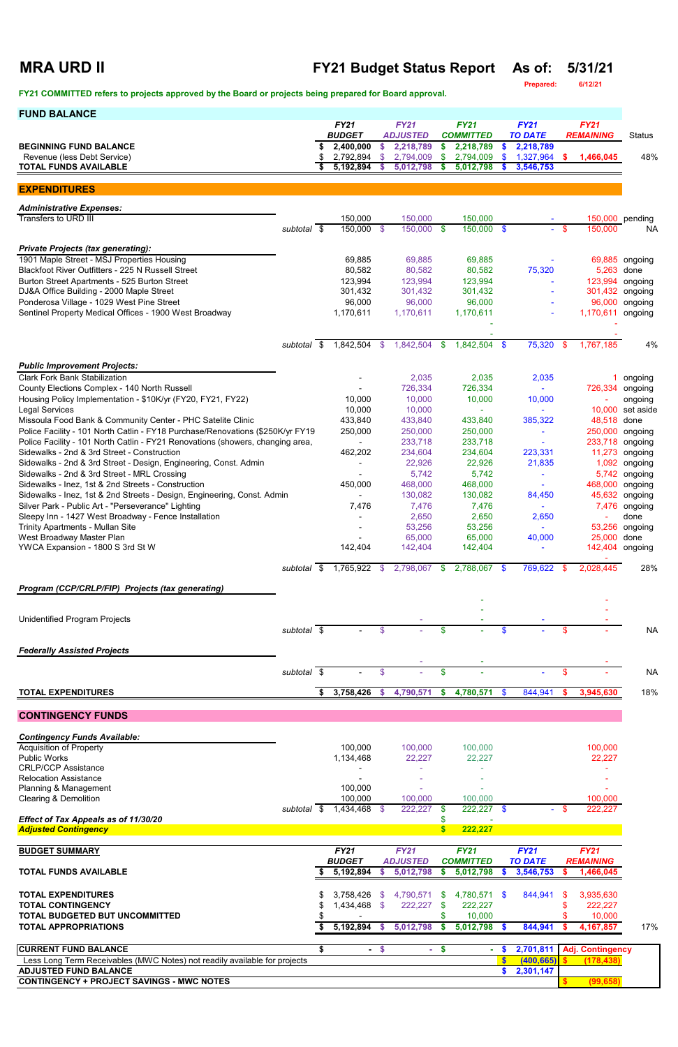# MRA URD II

## FY21 Budget Status Report — As of: 5/31/21

Prepared: 6/12/21

**FY21 COMMITTED refers to projects approved by the Board or projects being prepared for Board approval.**

## FUND BALANCE

| | FY21 BUDGET | FY21 ADJUSTED | FY21 COMMITTED | FY21 TO DATE | FY21 REMAINING | Status |
|---|---|---|---|---|---|---|
| **BEGINNING FUND BALANCE** | $ 2,400,000 | $ 2,218,789 | $ 2,218,789 | $ 2,218,789 | | |
| Revenue (less Debt Service) | $ 2,792,894 | $ 2,794,009 | $ 2,794,009 | $ 1,327,964 | $ 1,466,045 | 48% |
| **TOTAL FUNDS AVAILABLE** | $ 5,192,894 | $ 5,012,798 | $ 5,012,798 | $ 3,546,753 | | |

## EXPENDITURES

| | FY21 BUDGET | FY21 ADJUSTED | FY21 COMMITTED | FY21 TO DATE | FY21 REMAINING | Status |
|---|---|---|---|---|---|---|
| ***Administrative Expenses:*** | | | | | | |
| Transfers to URD III | 150,000 | 150,000 | 150,000 | - | 150,000 | pending |
| *subtotal* | $ 150,000 | $ 150,000 | $ 150,000 | $ - | $ 150,000 | NA |
| ***Private Projects (tax generating):*** | | | | | | |
| 1901 Maple Street - MSJ Properties Housing | 69,885 | 69,885 | 69,885 | - | 69,885 | ongoing |
| Blackfoot River Outfitters - 225 N Russell Street | 80,582 | 80,582 | 80,582 | 75,320 | 5,263 | done |
| Burton Street Apartments - 525 Burton Street | 123,994 | 123,994 | 123,994 | - | 123,994 | ongoing |
| DJ&A Office Building - 2000 Maple Street | 301,432 | 301,432 | 301,432 | - | 301,432 | ongoing |
| Ponderosa Village - 1029 West Pine Street | 96,000 | 96,000 | 96,000 | - | 96,000 | ongoing |
| Sentinel Property Medical Offices - 1900 West Broadway | 1,170,611 | 1,170,611 | 1,170,611 | - | 1,170,611 | ongoing |
| | | | - | | - | |
| | | | - | | - | |
| *subtotal* | $ 1,842,504 | $ 1,842,504 | $ 1,842,504 | $ 75,320 | $ 1,767,185 | 4% |
| ***Public Improvement Projects:*** | | | | | | |
| Clark Fork Bank Stabilization | - | 2,035 | 2,035 | 2,035 | 1 | ongoing |
| County Elections Complex - 140 North Russell | - | 726,334 | 726,334 | - | 726,334 | ongoing |
| Housing Policy Implementation - $10K/yr (FY20, FY21, FY22) | 10,000 | 10,000 | 10,000 | 10,000 | - | ongoing |
| Legal Services | 10,000 | 10,000 | - | - | 10,000 | set aside |
| Missoula Food Bank & Community Center - PHC Satelite Clinic | 433,840 | 433,840 | 433,840 | 385,322 | 48,518 | done |
| Police Facility - 101 North Catlin - FY18 Purchase/Renovations ($250K/yr FY19 | 250,000 | 250,000 | 250,000 | - | 250,000 | ongoing |
| Police Facility - 101 North Catlin - FY21 Renovations (showers, changing area, | - | 233,718 | 233,718 | - | 233,718 | ongoing |
| Sidewalks - 2nd & 3rd Street - Construction | 462,202 | 234,604 | 234,604 | 223,331 | 11,273 | ongoing |
| Sidewalks - 2nd & 3rd Street - Design, Engineering, Const. Admin | - | 22,926 | 22,926 | 21,835 | 1,092 | ongoing |
| Sidewalks - 2nd & 3rd Street - MRL Crossing | - | 5,742 | 5,742 | - | 5,742 | ongoing |
| Sidewalks - Inez, 1st & 2nd Streets - Construction | 450,000 | 468,000 | 468,000 | - | 468,000 | ongoing |
| Sidewalks - Inez, 1st & 2nd Streets - Design, Engineering, Const. Admin | - | 130,082 | 130,082 | 84,450 | 45,632 | ongoing |
| Silver Park - Public Art - "Perseverance" Lighting | 7,476 | 7,476 | 7,476 | - | 7,476 | ongoing |
| Sleepy Inn - 1427 West Broadway - Fence Installation | - | 2,650 | 2,650 | 2,650 | - | done |
| Trinity Apartments - Mullan Site | - | 53,256 | 53,256 | - | 53,256 | ongoing |
| West Broadway Master Plan | - | 65,000 | 65,000 | 40,000 | 25,000 | done |
| YWCA Expansion - 1800 S 3rd St W | 142,404 | 142,404 | 142,404 | - | 142,404 | ongoing |
| *subtotal* | $ 1,765,922 | $ 2,798,067 | $ 2,788,067 | $ 769,622 | $ 2,028,445 | 28% |
| ***Program (CCP/CRLP/FIP) Projects (tax generating)*** | | | | | | |
| | | | - | | - | |
| | | | - | | - | |
| Unidentified Program Projects | | - | - | - | - | |
| *subtotal* | $ - | $ - | $ - | $ - | $ - | NA |
| ***Federally Assisted Projects*** | | | | | | |
| | | - | - | | - | |
| *subtotal* | $ - | $ - | $ - | $ - | $ - | NA |
| **TOTAL EXPENDITURES** | $ 3,758,426 | $ 4,790,571 | $ 4,780,571 | $ 844,941 | $ 3,945,630 | 18% |

## CONTINGENCY FUNDS

| | FY21 BUDGET | FY21 ADJUSTED | FY21 COMMITTED | FY21 TO DATE | FY21 REMAINING |
|---|---|---|---|---|---|
| ***Contingency Funds Available:*** | | | | | |
| Acquisition of Property | 100,000 | 100,000 | 100,000 | | 100,000 |
| Public Works | 1,134,468 | 22,227 | 22,227 | | 22,227 |
| CRLP/CCP Assistance | - | - | - | | - |
| Relocation Assistance | - | - | - | | - |
| Planning & Management | 100,000 | - | - | | - |
| Clearing & Demolition | 100,000 | 100,000 | 100,000 | | 100,000 |
| *subtotal* | $ 1,434,468 | $ 222,227 | $ 222,227 | $ - | $ 222,227 |
| ***Effect of Tax Appeals as of 11/30/20*** | | | $ - | | |
| ***Adjusted Contingency*** | | | $ 222,227 | | |

## BUDGET SUMMARY

| | FY21 BUDGET | FY21 ADJUSTED | FY21 COMMITTED | FY21 TO DATE | FY21 REMAINING | |
|---|---|---|---|---|---|---|
| **TOTAL FUNDS AVAILABLE** | $ 5,192,894 | $ 5,012,798 | $ 5,012,798 | $ 3,546,753 | $ 1,466,045 | |
| **TOTAL EXPENDITURES** | $ 3,758,426 | $ 4,790,571 | $ 4,780,571 | $ 844,941 | $ 3,935,630 | |
| **TOTAL CONTINGENCY** | $ 1,434,468 | $ 222,227 | $ 222,227 | | $ 222,227 | |
| **TOTAL BUDGETED BUT UNCOMMITTED** | $ - | | $ 10,000 | | $ 10,000 | |
| **TOTAL APPROPRIATIONS** | $ 5,192,894 | $ 5,012,798 | $ 5,012,798 | $ 844,941 | $ 4,167,857 | 17% |

| | | | | | |
|---|---|---|---|---|---|
| **CURRENT FUND BALANCE** | $ - | $ - | $ - | $ 2,701,811 | **Adj. Contingency** |
| Less Long Term Receivables (MWC Notes) not readily available for projects | | | | $ (400,665) | $ (178,438) |
| **ADJUSTED FUND BALANCE** | | | | $ 2,301,147 | |
| **CONTINGENCY + PROJECT SAVINGS - MWC NOTES** | | | | | $ (99,658) |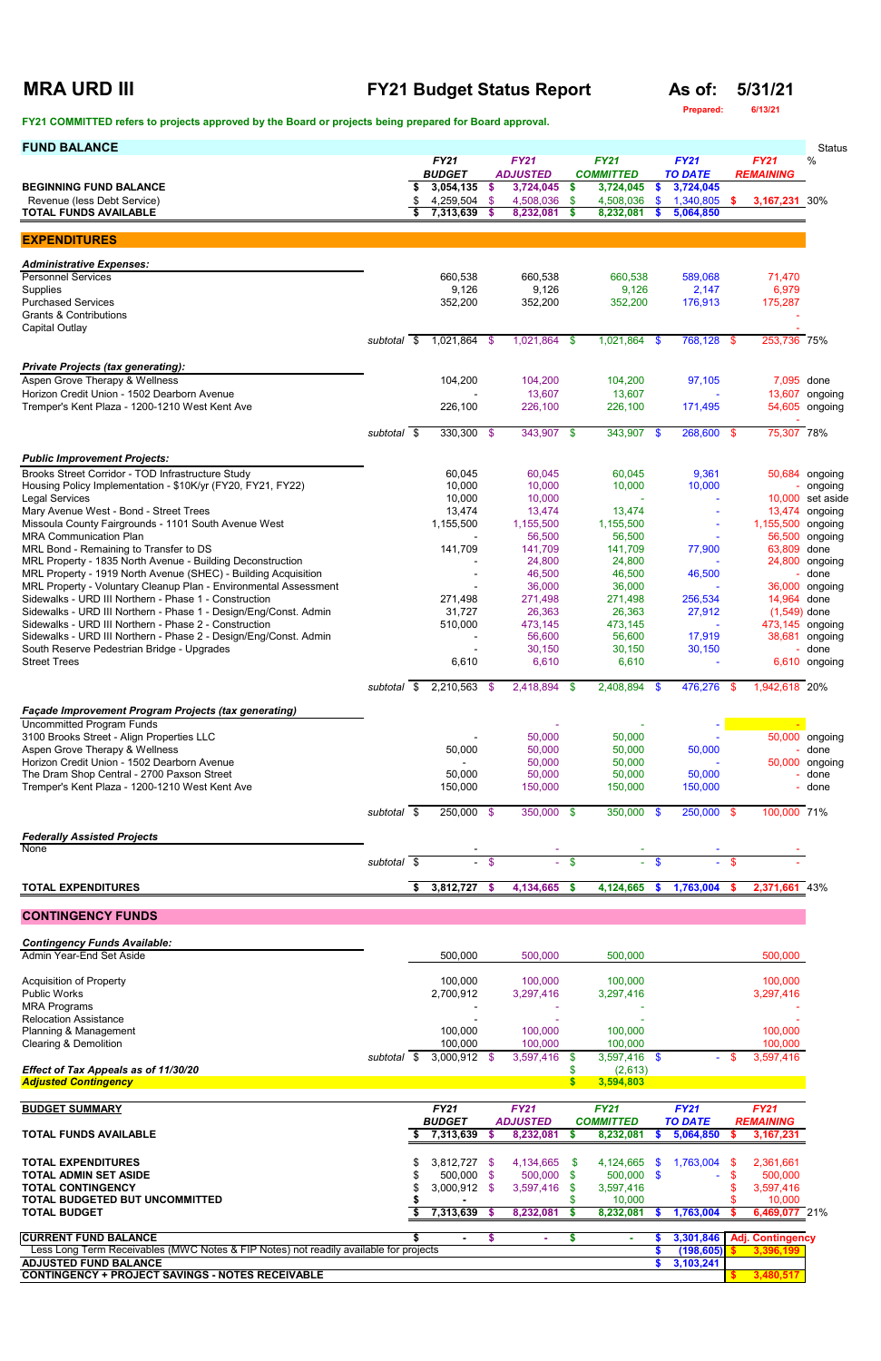# MRA URD III — FY21 Budget Status Report

**As of: 5/31/21**

Prepared: 6/13/21

**FY21 COMMITTED refers to projects approved by the Board or projects being prepared for Board approval.**

## FUND BALANCE

| | FY21 BUDGET | FY21 ADJUSTED | FY21 COMMITTED | FY21 TO DATE | FY21 REMAINING | Status % |
|---|---|---|---|---|---|---|
| **BEGINNING FUND BALANCE** | $ 3,054,135 | $ 3,724,045 | $ 3,724,045 | $ 3,724,045 | | |
| Revenue (less Debt Service) | $ 4,259,504 | $ 4,508,036 | $ 4,508,036 | $ 1,340,805 | $ 3,167,231 | 30% |
| **TOTAL FUNDS AVAILABLE** | $ 7,313,639 | $ 8,232,081 | $ 8,232,081 | $ 5,064,850 | | |

## EXPENDITURES

| | FY21 BUDGET | FY21 ADJUSTED | FY21 COMMITTED | FY21 TO DATE | FY21 REMAINING | Status |
|---|---|---|---|---|---|---|
| ***Administrative Expenses:*** | | | | | | |
| Personnel Services | 660,538 | 660,538 | 660,538 | 589,068 | 71,470 | |
| Supplies | 9,126 | 9,126 | 9,126 | 2,147 | 6,979 | |
| Purchased Services | 352,200 | 352,200 | 352,200 | 176,913 | 175,287 | |
| Grants & Contributions | | | | | - | |
| Capital Outlay | | | | | - | |
| *subtotal* | $ 1,021,864 | $ 1,021,864 | $ 1,021,864 | $ 768,128 | $ 253,736 | 75% |
| ***Private Projects (tax generating):*** | | | | | | |
| Aspen Grove Therapy & Wellness | 104,200 | 104,200 | 104,200 | 97,105 | 7,095 | done |
| Horizon Credit Union - 1502 Dearborn Avenue | - | 13,607 | 13,607 | - | 13,607 | ongoing |
| Tremper's Kent Plaza - 1200-1210 West Kent Ave | 226,100 | 226,100 | 226,100 | 171,495 | 54,605 | ongoing |
| | | | | | - | |
| *subtotal* | $ 330,300 | $ 343,907 | $ 343,907 | $ 268,600 | $ 75,307 | 78% |
| ***Public Improvement Projects:*** | | | | | | |
| Brooks Street Corridor - TOD Infrastructure Study | 60,045 | 60,045 | 60,045 | 9,361 | 50,684 | ongoing |
| Housing Policy Implementation - $10K/yr (FY20, FY21, FY22) | 10,000 | 10,000 | 10,000 | 10,000 | - | ongoing |
| Legal Services | 10,000 | 10,000 | - | - | 10,000 | set aside |
| Mary Avenue West - Bond - Street Trees | 13,474 | 13,474 | 13,474 | - | 13,474 | ongoing |
| Missoula County Fairgrounds - 1101 South Avenue West | 1,155,500 | 1,155,500 | 1,155,500 | - | 1,155,500 | ongoing |
| MRA Communication Plan | - | 56,500 | 56,500 | - | 56,500 | ongoing |
| MRL Bond - Remaining to Transfer to DS | 141,709 | 141,709 | 141,709 | 77,900 | 63,809 | done |
| MRL Property - 1835 North Avenue - Building Deconstruction | - | 24,800 | 24,800 | - | 24,800 | ongoing |
| MRL Property - 1919 North Avenue (SHEC) - Building Acquisition | - | 46,500 | 46,500 | 46,500 | - | done |
| MRL Property - Voluntary Cleanup Plan - Environmental Assessment | - | 36,000 | 36,000 | - | 36,000 | ongoing |
| Sidewalks - URD III Northern - Phase 1 - Construction | 271,498 | 271,498 | 271,498 | 256,534 | 14,964 | done |
| Sidewalks - URD III Northern - Phase 1 - Design/Eng/Const. Admin | 31,727 | 26,363 | 26,363 | 27,912 | (1,549) | done |
| Sidewalks - URD III Northern - Phase 2 - Construction | 510,000 | 473,145 | 473,145 | - | 473,145 | ongoing |
| Sidewalks - URD III Northern - Phase 2 - Design/Eng/Const. Admin | - | 56,600 | 56,600 | 17,919 | 38,681 | ongoing |
| South Reserve Pedestrian Bridge - Upgrades | - | 30,150 | 30,150 | 30,150 | - | done |
| Street Trees | 6,610 | 6,610 | 6,610 | - | 6,610 | ongoing |
| *subtotal* | $ 2,210,563 | $ 2,418,894 | $ 2,408,894 | $ 476,276 | $ 1,942,618 | 20% |
| ***Façade Improvement Program Projects (tax generating)*** | | | | | | |
| Uncommitted Program Funds | | - | - | - | - | |
| 3100 Brooks Street - Align Properties LLC | - | 50,000 | 50,000 | - | 50,000 | ongoing |
| Aspen Grove Therapy & Wellness | 50,000 | 50,000 | 50,000 | 50,000 | - | done |
| Horizon Credit Union - 1502 Dearborn Avenue | - | 50,000 | 50,000 | - | 50,000 | ongoing |
| The Dram Shop Central - 2700 Paxson Street | 50,000 | 50,000 | 50,000 | 50,000 | - | done |
| Tremper's Kent Plaza - 1200-1210 West Kent Ave | 150,000 | 150,000 | 150,000 | 150,000 | - | done |
| *subtotal* | $ 250,000 | $ 350,000 | $ 350,000 | $ 250,000 | $ 100,000 | 71% |
| ***Federally Assisted Projects*** | | | | | | |
| None | - | - | - | - | - | |
| *subtotal* | $ - | $ - | $ - | $ - | $ - | |
| **TOTAL EXPENDITURES** | $ 3,812,727 | $ 4,134,665 | $ 4,124,665 | $ 1,763,004 | $ 2,371,661 | 43% |

## CONTINGENCY FUNDS

| | FY21 BUDGET | FY21 ADJUSTED | FY21 COMMITTED | FY21 TO DATE | FY21 REMAINING |
|---|---|---|---|---|---|
| ***Contingency Funds Available:*** | | | | | |
| Admin Year-End Set Aside | 500,000 | 500,000 | 500,000 | | 500,000 |
| Acquisition of Property | 100,000 | 100,000 | 100,000 | | 100,000 |
| Public Works | 2,700,912 | 3,297,416 | 3,297,416 | | 3,297,416 |
| MRA Programs | - | - | - | | - |
| Relocation Assistance | - | - | - | | - |
| Planning & Management | 100,000 | 100,000 | 100,000 | | 100,000 |
| Clearing & Demolition | 100,000 | 100,000 | 100,000 | | 100,000 |
| *subtotal* | $ 3,000,912 | $ 3,597,416 | $ 3,597,416 | $ - | $ 3,597,416 |
| ***Effect of Tax Appeals as of 11/30/20*** | | | $ (2,613) | | |
| ***Adjusted Contingency*** | | | $ 3,594,803 | | |

## BUDGET SUMMARY

| | FY21 BUDGET | FY21 ADJUSTED | FY21 COMMITTED | FY21 TO DATE | FY21 REMAINING | |
|---|---|---|---|---|---|---|
| **TOTAL FUNDS AVAILABLE** | $ 7,313,639 | $ 8,232,081 | $ 8,232,081 | $ 5,064,850 | $ 3,167,231 | |
| **TOTAL EXPENDITURES** | $ 3,812,727 | $ 4,134,665 | $ 4,124,665 | $ 1,763,004 | $ 2,361,661 | |
| **TOTAL ADMIN SET ASIDE** | $ 500,000 | $ 500,000 | $ 500,000 | $ - | $ 500,000 | |
| **TOTAL CONTINGENCY** | $ 3,000,912 | $ 3,597,416 | $ 3,597,416 | | $ 3,597,416 | |
| **TOTAL BUDGETED BUT UNCOMMITTED** | $ - | | $ 10,000 | | $ 10,000 | |
| **TOTAL BUDGET** | $ 7,313,639 | $ 8,232,081 | $ 8,232,081 | $ 1,763,004 | $ 6,469,077 | 21% |
| **CURRENT FUND BALANCE** | $ - | $ - | $ - | $ 3,301,846 | Adj. Contingency | |
| Less Long Term Receivables (MWC Notes & FIP Notes) not readily available for projects | | | | $ (198,605) | $ 3,396,199 | |
| **ADJUSTED FUND BALANCE** | | | | $ 3,103,241 | | |
| **CONTINGENCY + PROJECT SAVINGS - NOTES RECEIVABLE** | | | | | $ 3,480,517 | |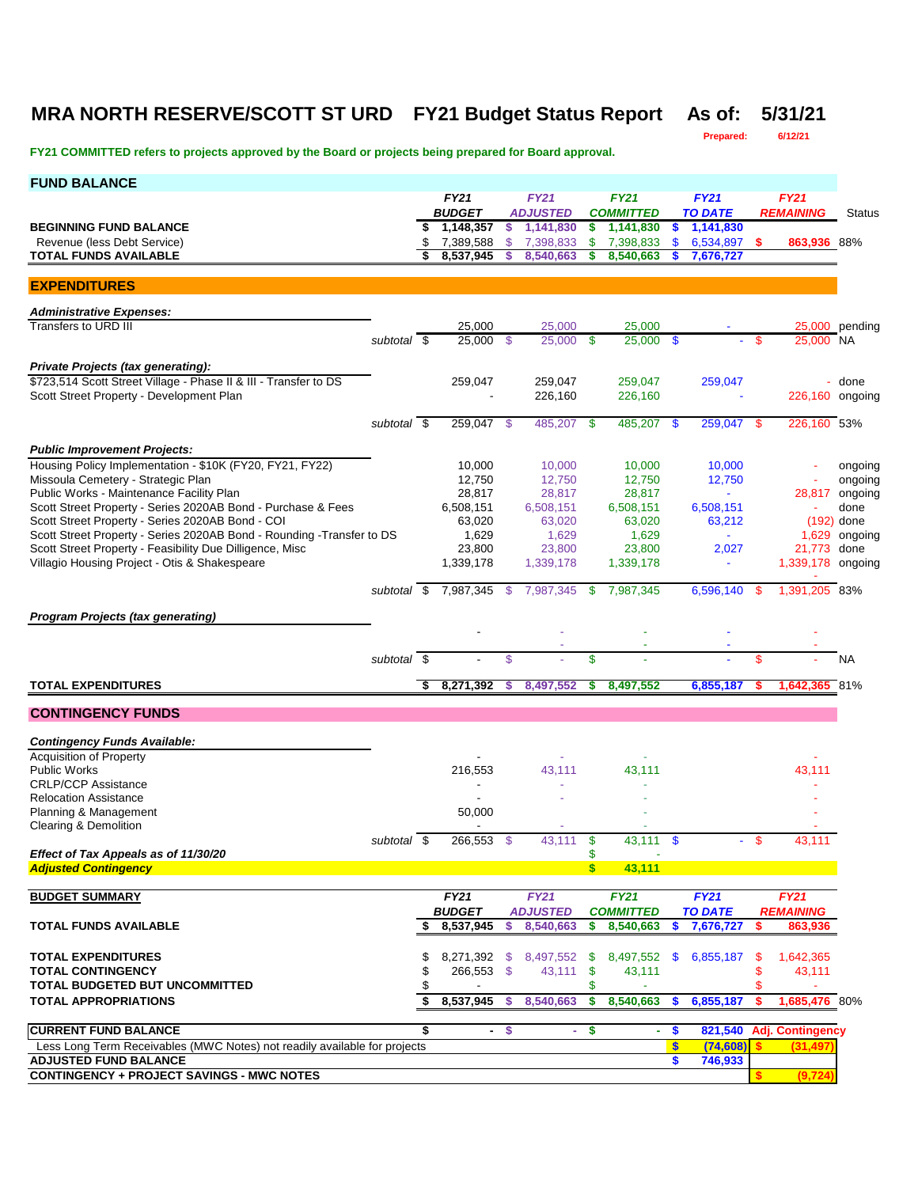# MRA NORTH RESERVE/SCOTT ST URD FY21 Budget Status Report As of: 5/31/21

Prepared: 6/12/21

**FY21 COMMITTED refers to projects approved by the Board or projects being prepared for Board approval.**

## FUND BALANCE

| | FY21 BUDGET | FY21 ADJUSTED | FY21 COMMITTED | FY21 TO DATE | FY21 REMAINING | Status |
|---|---|---|---|---|---|---|
| **BEGINNING FUND BALANCE** | $ 1,148,357 | $ 1,141,830 | $ 1,141,830 | $ 1,141,830 | | |
| Revenue (less Debt Service) | $ 7,389,588 | $ 7,398,833 | $ 7,398,833 | $ 6,534,897 | $ 863,936 | 88% |
| **TOTAL FUNDS AVAILABLE** | $ 8,537,945 | $ 8,540,663 | $ 8,540,663 | $ 7,676,727 | | |

## EXPENDITURES

| | FY21 BUDGET | FY21 ADJUSTED | FY21 COMMITTED | FY21 TO DATE | FY21 REMAINING | Status |
|---|---|---|---|---|---|---|
| ***Administrative Expenses:*** | | | | | | |
| Transfers to URD III | 25,000 | 25,000 | 25,000 | - | 25,000 | pending |
| subtotal | $ 25,000 | $ 25,000 | $ 25,000 | $ - | $ 25,000 | NA |
| ***Private Projects (tax generating):*** | | | | | | |
| $723,514 Scott Street Village - Phase II & III - Transfer to DS | 259,047 | 259,047 | 259,047 | 259,047 | - | done |
| Scott Street Property - Development Plan | - | 226,160 | 226,160 | - | 226,160 | ongoing |
| subtotal | $ 259,047 | $ 485,207 | $ 485,207 | $ 259,047 | $ 226,160 | 53% |
| ***Public Improvement Projects:*** | | | | | | |
| Housing Policy Implementation - $10K (FY20, FY21, FY22) | 10,000 | 10,000 | 10,000 | 10,000 | - | ongoing |
| Missoula Cemetery - Strategic Plan | 12,750 | 12,750 | 12,750 | 12,750 | - | ongoing |
| Public Works - Maintenance Facility Plan | 28,817 | 28,817 | 28,817 | - | 28,817 | ongoing |
| Scott Street Property - Series 2020AB Bond - Purchase & Fees | 6,508,151 | 6,508,151 | 6,508,151 | 6,508,151 | - | done |
| Scott Street Property - Series 2020AB Bond - COI | 63,020 | 63,020 | 63,020 | 63,212 | (192) | done |
| Scott Street Property - Series 2020AB Bond - Rounding -Transfer to DS | 1,629 | 1,629 | 1,629 | - | 1,629 | ongoing |
| Scott Street Property - Feasibility Due Dilligence, Misc | 23,800 | 23,800 | 23,800 | 2,027 | 21,773 | done |
| Villagio Housing Project - Otis & Shakespeare | 1,339,178 | 1,339,178 | 1,339,178 | - | 1,339,178 | ongoing |
| subtotal | $ 7,987,345 | $ 7,987,345 | $ 7,987,345 | 6,596,140 | $ 1,391,205 | 83% |
| ***Program Projects (tax generating)*** | | | | | | |
| | - | - | - | - | - | |
| subtotal | $ - | $ - | $ - | - | $ - | NA |
| **TOTAL EXPENDITURES** | $ 8,271,392 | $ 8,497,552 | $ 8,497,552 | 6,855,187 | $ 1,642,365 | 81% |

## CONTINGENCY FUNDS

| | FY21 BUDGET | FY21 ADJUSTED | FY21 COMMITTED | FY21 TO DATE | FY21 REMAINING |
|---|---|---|---|---|---|
| ***Contingency Funds Available:*** | | | | | |
| Acquisition of Property | - | - | - | | - |
| Public Works | 216,553 | 43,111 | 43,111 | | 43,111 |
| CRLP/CCP Assistance | - | - | - | | - |
| Relocation Assistance | - | - | - | | - |
| Planning & Management | 50,000 | | - | | - |
| Clearing & Demolition | - | - | - | | - |
| subtotal | $ 266,553 | $ 43,111 | $ 43,111 | $ - | $ 43,111 |
| ***Effect of Tax Appeals as of 11/30/20*** | | | $ - | | |
| ***Adjusted Contingency*** | | | $ 43,111 | | |

## BUDGET SUMMARY

| | FY21 BUDGET | FY21 ADJUSTED | FY21 COMMITTED | FY21 TO DATE | FY21 REMAINING | |
|---|---|---|---|---|---|---|
| **TOTAL FUNDS AVAILABLE** | $ 8,537,945 | $ 8,540,663 | $ 8,540,663 | $ 7,676,727 | $ 863,936 | |
| **TOTAL EXPENDITURES** | $ 8,271,392 | $ 8,497,552 | $ 8,497,552 | $ 6,855,187 | $ 1,642,365 | |
| **TOTAL CONTINGENCY** | $ 266,553 | $ 43,111 | $ 43,111 | | $ 43,111 | |
| **TOTAL BUDGETED BUT UNCOMMITTED** | $ - | | $ - | | $ - | |
| **TOTAL APPROPRIATIONS** | $ 8,537,945 | $ 8,540,663 | $ 8,540,663 | $ 6,855,187 | $ 1,685,476 | 80% |
| **CURRENT FUND BALANCE** | $ - | $ - | $ - | $ 821,540 | Adj. Contingency | |
| Less Long Term Receivables (MWC Notes) not readily available for projects | | | | $ (74,608) | $ (31,497) | |
| **ADJUSTED FUND BALANCE** | | | | $ 746,933 | | |
| **CONTINGENCY + PROJECT SAVINGS - MWC NOTES** | | | | | $ (9,724) | |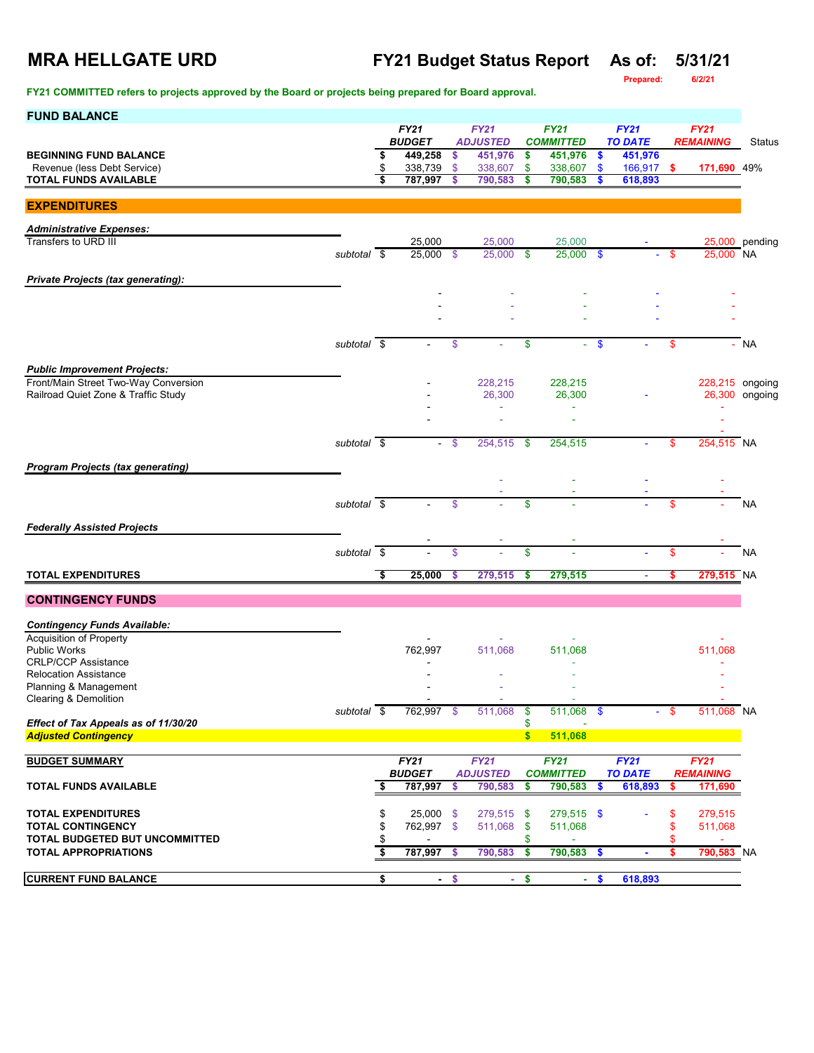# MRA HELLGATE URD

## FY21 Budget Status Report As of: 5/31/21

Prepared: 6/2/21

**FY21 COMMITTED refers to projects approved by the Board or projects being prepared for Board approval.**

## FUND BALANCE

| | | FY21 BUDGET | FY21 ADJUSTED | FY21 COMMITTED | FY21 TO DATE | FY21 REMAINING | Status |
|---|---|---|---|---|---|---|---|
| **BEGINNING FUND BALANCE** | | $ 449,258 | $ 451,976 | $ 451,976 | $ 451,976 | | |
| Revenue (less Debt Service) | | $ 338,739 | $ 338,607 | $ 338,607 | $ 166,917 | $ 171,690 | 49% |
| **TOTAL FUNDS AVAILABLE** | | $ 787,997 | $ 790,583 | $ 790,583 | $ 618,893 | | |

## EXPENDITURES

| | | FY21 BUDGET | FY21 ADJUSTED | FY21 COMMITTED | FY21 TO DATE | FY21 REMAINING | Status |
|---|---|---|---|---|---|---|---|
| ***Administrative Expenses:*** | | | | | | | |
| Transfers to URD III | | 25,000 | 25,000 | 25,000 | - | 25,000 | pending |
| | *subtotal* | $ 25,000 | $ 25,000 | $ 25,000 | $ - | $ 25,000 | NA |
| ***Private Projects (tax generating):*** | | | | | | | |
| | | - | - | - | - | - | |
| | | - | - | - | - | - | |
| | | - | - | - | - | - | |
| | *subtotal* | $ - | $ - | $ - | $ - | $ - | NA |
| ***Public Improvement Projects:*** | | | | | | | |
| Front/Main Street Two-Way Conversion | | - | 228,215 | 228,215 | | 228,215 | ongoing |
| Railroad Quiet Zone & Traffic Study | | - | 26,300 | 26,300 | - | 26,300 | ongoing |
| | | - | - | - | | - | |
| | | - | - | - | | - | |
| | | | | | | - | |
| | *subtotal* | $ - | $ 254,515 | $ 254,515 | - | $ 254,515 | NA |
| ***Program Projects (tax generating)*** | | | | | | | |
| | | | - | - | - | - | |
| | | | - | - | - | - | |
| | *subtotal* | $ - | $ - | $ - | - | $ - | NA |
| ***Federally Assisted Projects*** | | | | | | | |
| | | - | - | - | | - | |
| | *subtotal* | $ - | $ - | $ - | - | $ - | NA |
| **TOTAL EXPENDITURES** | | $ 25,000 | $ 279,515 | $ 279,515 | - | $ 279,515 | NA |

## CONTINGENCY FUNDS

| | | FY21 BUDGET | FY21 ADJUSTED | FY21 COMMITTED | FY21 TO DATE | FY21 REMAINING | Status |
|---|---|---|---|---|---|---|---|
| ***Contingency Funds Available:*** | | | | | | | |
| Acquisition of Property | | - | - | - | | - | |
| Public Works | | 762,997 | 511,068 | 511,068 | | 511,068 | |
| CRLP/CCP Assistance | | - | | - | | - | |
| Relocation Assistance | | - | - | - | | - | |
| Planning & Management | | - | - | - | | - | |
| Clearing & Demolition | | - | - | - | | - | |
| | *subtotal* | $ 762,997 | $ 511,068 | $ 511,068 | $ - | $ 511,068 | NA |
| ***Effect of Tax Appeals as of 11/30/20*** | | | | $ - | | | |
| ***Adjusted Contingency*** | | | | $ 511,068 | | | |

## BUDGET SUMMARY

| | FY21 BUDGET | FY21 ADJUSTED | FY21 COMMITTED | FY21 TO DATE | FY21 REMAINING | |
|---|---|---|---|---|---|---|
| **TOTAL FUNDS AVAILABLE** | $ 787,997 | $ 790,583 | $ 790,583 | $ 618,893 | $ 171,690 | |
| **TOTAL EXPENDITURES** | $ 25,000 | $ 279,515 | $ 279,515 | $ - | $ 279,515 | |
| **TOTAL CONTINGENCY** | $ 762,997 | $ 511,068 | $ 511,068 | | $ 511,068 | |
| **TOTAL BUDGETED BUT UNCOMMITTED** | $ - | | $ - | | $ - | |
| **TOTAL APPROPRIATIONS** | $ 787,997 | $ 790,583 | $ 790,583 | $ - | $ 790,583 | NA |
| **CURRENT FUND BALANCE** | $ - | $ - | $ - | $ 618,893 | | |